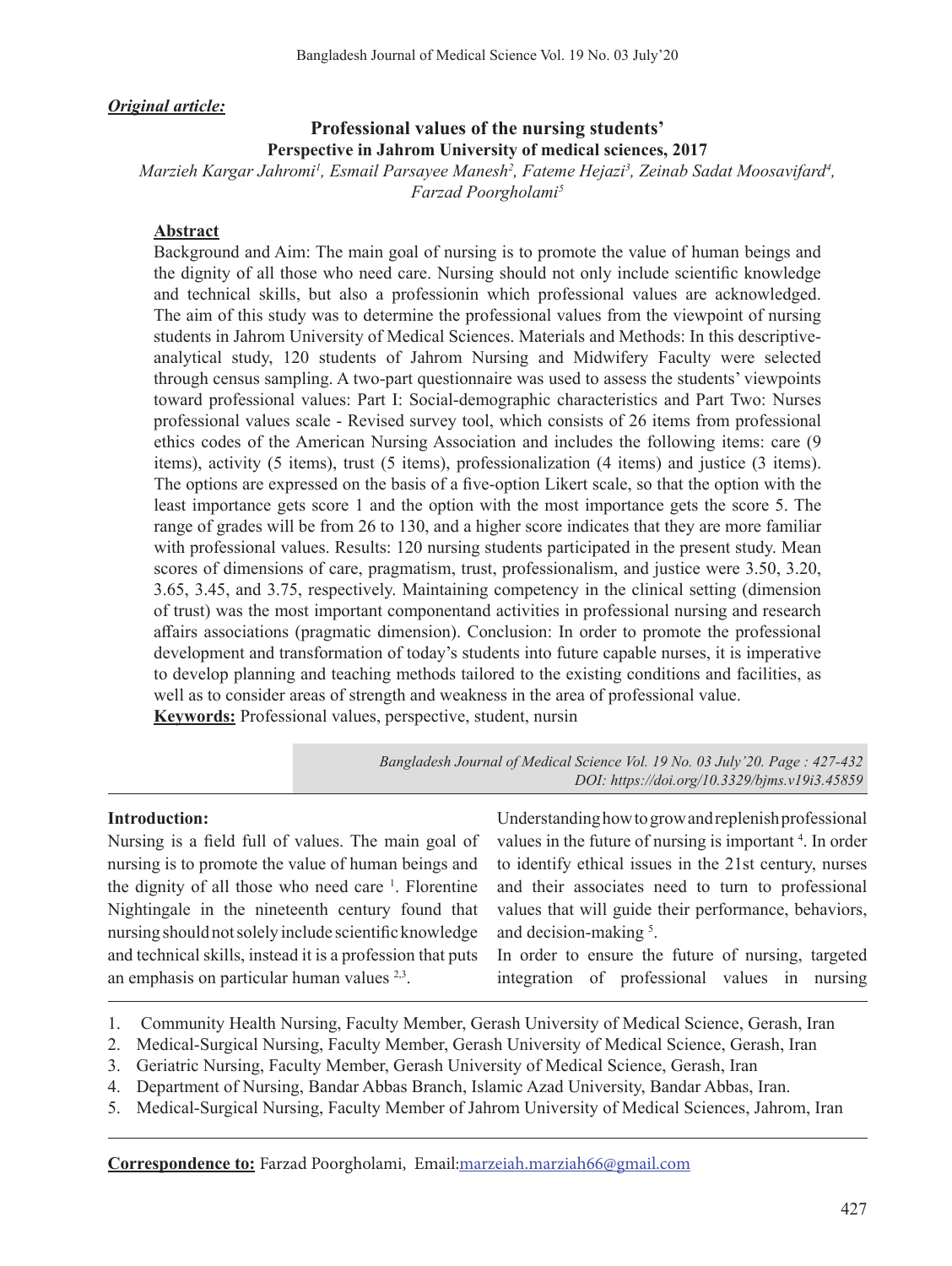***Original article:***

# Professional values of the nursing students' Perspective in Jahrom University of medical sciences, 2017

*Marzieh Kargar Jahromi[1], Esmail Parsayee Manesh[2], Fateme Hejazi[3], Zeinab Sadat Moosavifard[4], Farzad Poorgholami[5]*

## Abstract

Background and Aim: The main goal of nursing is to promote the value of human beings and the dignity of all those who need care. Nursing should not only include scientific knowledge and technical skills, but also a professionin which professional values are acknowledged. The aim of this study was to determine the professional values from the viewpoint of nursing students in Jahrom University of Medical Sciences. Materials and Methods: In this descriptive-analytical study, 120 students of Jahrom Nursing and Midwifery Faculty were selected through census sampling. A two-part questionnaire was used to assess the students' viewpoints toward professional values: Part I: Social-demographic characteristics and Part Two: Nurses professional values scale - Revised survey tool, which consists of 26 items from professional ethics codes of the American Nursing Association and includes the following items: care (9 items), activity (5 items), trust (5 items), professionalization (4 items) and justice (3 items). The options are expressed on the basis of a five-option Likert scale, so that the option with the least importance gets score 1 and the option with the most importance gets the score 5. The range of grades will be from 26 to 130, and a higher score indicates that they are more familiar with professional values. Results: 120 nursing students participated in the present study. Mean scores of dimensions of care, pragmatism, trust, professionalism, and justice were 3.50, 3.20, 3.65, 3.45, and 3.75, respectively. Maintaining competency in the clinical setting (dimension of trust) was the most important componentand activities in professional nursing and research affairs associations (pragmatic dimension). Conclusion: In order to promote the professional development and transformation of today's students into future capable nurses, it is imperative to develop planning and teaching methods tailored to the existing conditions and facilities, as well as to consider areas of strength and weakness in the area of professional value.

**Keywords:** Professional values, perspective, student, nursin

*DOI: https://doi.org/10.3329/bjms.v19i3.45859*

## Introduction:

Nursing is a field full of values. The main goal of nursing is to promote the value of human beings and the dignity of all those who need care [1]. Florentine Nightingale in the nineteenth century found that nursing should not solely include scientific knowledge and technical skills, instead it is a profession that puts an emphasis on particular human values [2,3].

Understanding how to grow and replenish professional values in the future of nursing is important [4]. In order to identify ethical issues in the 21st century, nurses and their associates need to turn to professional values that will guide their performance, behaviors, and decision-making [5].

In order to ensure the future of nursing, targeted integration of professional values in nursing

1. Community Health Nursing, Faculty Member, Gerash University of Medical Science, Gerash, Iran
2. Medical-Surgical Nursing, Faculty Member, Gerash University of Medical Science, Gerash, Iran
3. Geriatric Nursing, Faculty Member, Gerash University of Medical Science, Gerash, Iran
4. Department of Nursing, Bandar Abbas Branch, Islamic Azad University, Bandar Abbas, Iran.
5. Medical-Surgical Nursing, Faculty Member of Jahrom University of Medical Sciences, Jahrom, Iran

**Correspondence to:** Farzad Poorgholami, Email:marzeiah.marziah66@gmail.com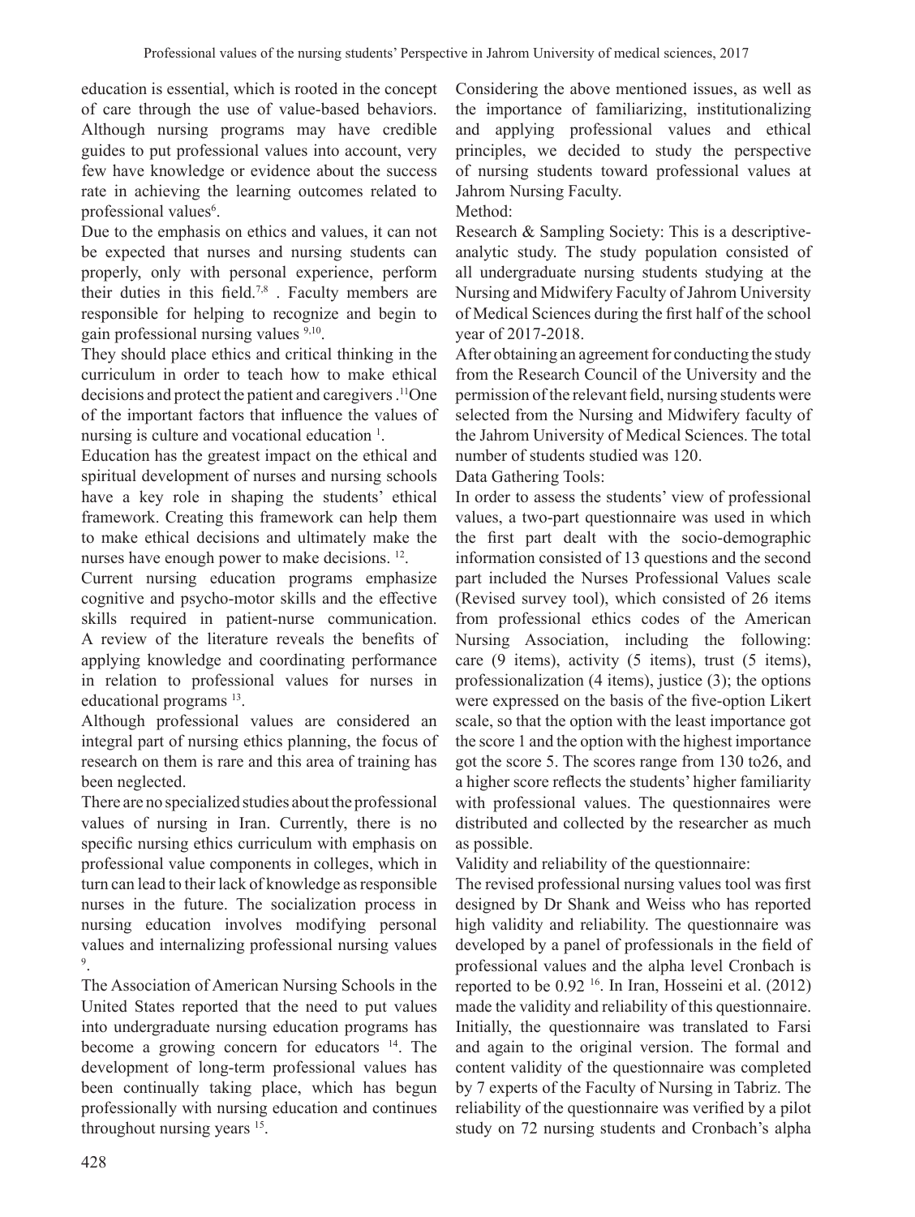education is essential, which is rooted in the concept of care through the use of value-based behaviors. Although nursing programs may have credible guides to put professional values into account, very few have knowledge or evidence about the success rate in achieving the learning outcomes related to professional values[6].

Due to the emphasis on ethics and values, it can not be expected that nurses and nursing students can properly, only with personal experience, perform their duties in this field.[7,8] . Faculty members are responsible for helping to recognize and begin to gain professional nursing values [9,10].

They should place ethics and critical thinking in the curriculum in order to teach how to make ethical decisions and protect the patient and caregivers .[11]One of the important factors that influence the values of nursing is culture and vocational education [1].

Education has the greatest impact on the ethical and spiritual development of nurses and nursing schools have a key role in shaping the students' ethical framework. Creating this framework can help them to make ethical decisions and ultimately make the nurses have enough power to make decisions. [12].

Current nursing education programs emphasize cognitive and psycho-motor skills and the effective skills required in patient-nurse communication. A review of the literature reveals the benefits of applying knowledge and coordinating performance in relation to professional values for nurses in educational programs [13].

Although professional values are considered an integral part of nursing ethics planning, the focus of research on them is rare and this area of training has been neglected.

There are no specialized studies about the professional values of nursing in Iran. Currently, there is no specific nursing ethics curriculum with emphasis on professional value components in colleges, which in turn can lead to their lack of knowledge as responsible nurses in the future. The socialization process in nursing education involves modifying personal values and internalizing professional nursing values [9].

The Association of American Nursing Schools in the United States reported that the need to put values into undergraduate nursing education programs has become a growing concern for educators [14]. The development of long-term professional values has been continually taking place, which has begun professionally with nursing education and continues throughout nursing years [15].

Considering the above mentioned issues, as well as the importance of familiarizing, institutionalizing and applying professional values and ethical principles, we decided to study the perspective of nursing students toward professional values at Jahrom Nursing Faculty.

Method:

Research & Sampling Society: This is a descriptive-analytic study. The study population consisted of all undergraduate nursing students studying at the Nursing and Midwifery Faculty of Jahrom University of Medical Sciences during the first half of the school year of 2017-2018.

After obtaining an agreement for conducting the study from the Research Council of the University and the permission of the relevant field, nursing students were selected from the Nursing and Midwifery faculty of the Jahrom University of Medical Sciences. The total number of students studied was 120.

Data Gathering Tools:

In order to assess the students' view of professional values, a two-part questionnaire was used in which the first part dealt with the socio-demographic information consisted of 13 questions and the second part included the Nurses Professional Values scale (Revised survey tool), which consisted of 26 items from professional ethics codes of the American Nursing Association, including the following: care (9 items), activity (5 items), trust (5 items), professionalization (4 items), justice (3); the options were expressed on the basis of the five-option Likert scale, so that the option with the least importance got the score 1 and the option with the highest importance got the score 5. The scores range from 130 to26, and a higher score reflects the students' higher familiarity with professional values. The questionnaires were distributed and collected by the researcher as much as possible.

Validity and reliability of the questionnaire:

The revised professional nursing values tool was first designed by Dr Shank and Weiss who has reported high validity and reliability. The questionnaire was developed by a panel of professionals in the field of professional values and the alpha level Cronbach is reported to be 0.92 [16]. In Iran, Hosseini et al. (2012) made the validity and reliability of this questionnaire. Initially, the questionnaire was translated to Farsi and again to the original version. The formal and content validity of the questionnaire was completed by 7 experts of the Faculty of Nursing in Tabriz. The reliability of the questionnaire was verified by a pilot study on 72 nursing students and Cronbach's alpha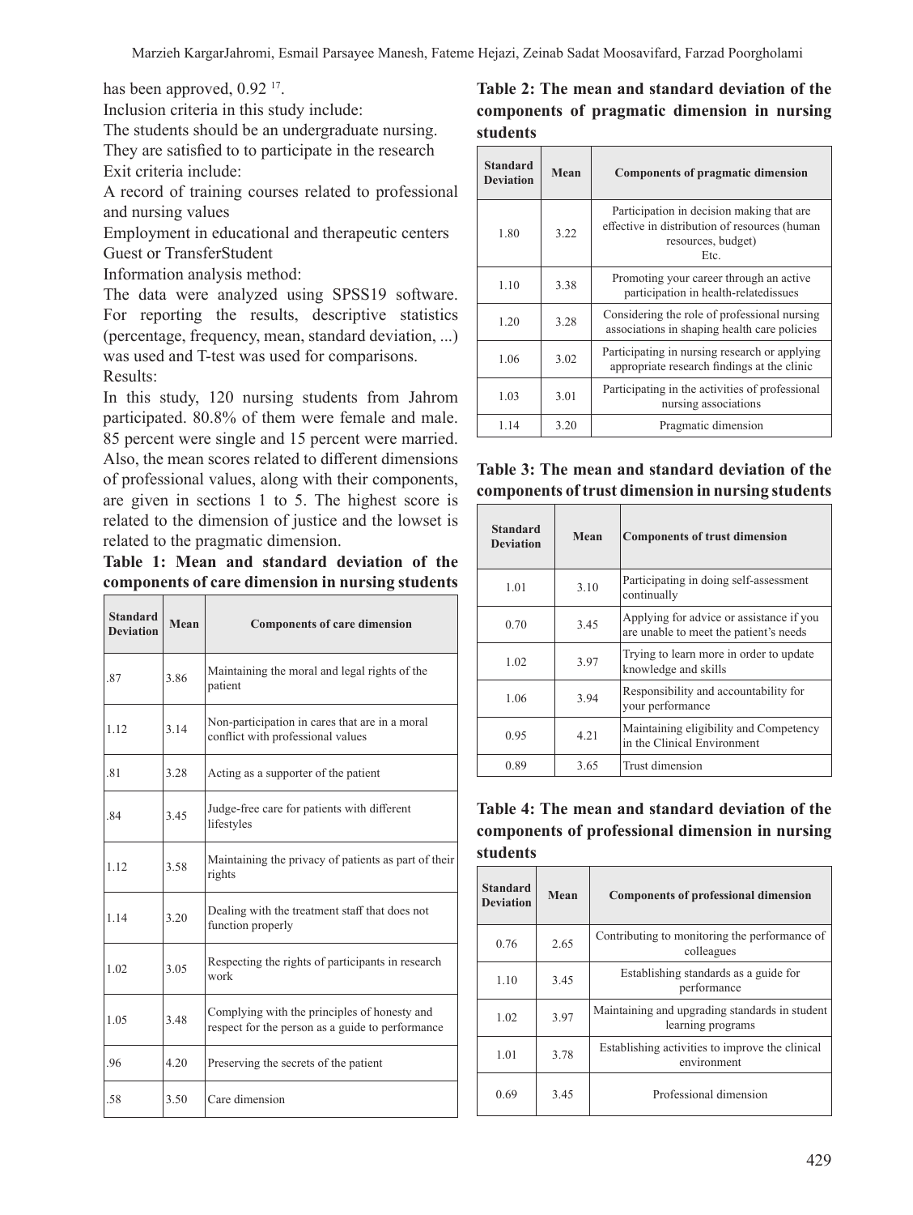has been approved, 0.92 [17].

Inclusion criteria in this study include:

The students should be an undergraduate nursing.

They are satisfied to to participate in the research

Exit criteria include:

A record of training courses related to professional and nursing values

Employment in educational and therapeutic centers

Guest or TransferStudent

Information analysis method:

The data were analyzed using SPSS19 software. For reporting the results, descriptive statistics (percentage, frequency, mean, standard deviation, ...) was used and T-test was used for comparisons.

Results:

In this study, 120 nursing students from Jahrom participated. 80.8% of them were female and male. 85 percent were single and 15 percent were married. Also, the mean scores related to different dimensions of professional values, along with their components, are given in sections 1 to 5. The highest score is related to the dimension of justice and the lowset is related to the pragmatic dimension.

**Table 1: Mean and standard deviation of the components of care dimension in nursing students**

| Standard Deviation | Mean | Components of care dimension |
|---|---|---|
| .87 | 3.86 | Maintaining the moral and legal rights of the patient |
| 1.12 | 3.14 | Non-participation in cares that are in a moral conflict with professional values |
| .81 | 3.28 | Acting as a supporter of the patient |
| .84 | 3.45 | Judge-free care for patients with different lifestyles |
| 1.12 | 3.58 | Maintaining the privacy of patients as part of their rights |
| 1.14 | 3.20 | Dealing with the treatment staff that does not function properly |
| 1.02 | 3.05 | Respecting the rights of participants in research work |
| 1.05 | 3.48 | Complying with the principles of honesty and respect for the person as a guide to performance |
| .96 | 4.20 | Preserving the secrets of the patient |
| .58 | 3.50 | Care dimension |

**Table 2: The mean and standard deviation of the components of pragmatic dimension in nursing students**

| Standard Deviation | Mean | Components of pragmatic dimension |
|---|---|---|
| 1.80 | 3.22 | Participation in decision making that are effective in distribution of resources (human resources, budget) Etc. |
| 1.10 | 3.38 | Promoting your career through an active participation in health-relatedissues |
| 1.20 | 3.28 | Considering the role of professional nursing associations in shaping health care policies |
| 1.06 | 3.02 | Participating in nursing research or applying appropriate research findings at the clinic |
| 1.03 | 3.01 | Participating in the activities of professional nursing associations |
| 1.14 | 3.20 | Pragmatic dimension |

**Table 3: The mean and standard deviation of the components of trust dimension in nursing students**

| Standard Deviation | Mean | Components of trust dimension |
|---|---|---|
| 1.01 | 3.10 | Participating in doing self-assessment continually |
| 0.70 | 3.45 | Applying for advice or assistance if you are unable to meet the patient's needs |
| 1.02 | 3.97 | Trying to learn more in order to update knowledge and skills |
| 1.06 | 3.94 | Responsibility and accountability for your performance |
| 0.95 | 4.21 | Maintaining eligibility and Competency in the Clinical Environment |
| 0.89 | 3.65 | Trust dimension |

**Table 4: The mean and standard deviation of the components of professional dimension in nursing students**

| Standard Deviation | Mean | Components of professional dimension |
|---|---|---|
| 0.76 | 2.65 | Contributing to monitoring the performance of colleagues |
| 1.10 | 3.45 | Establishing standards as a guide for performance |
| 1.02 | 3.97 | Maintaining and upgrading standards in student learning programs |
| 1.01 | 3.78 | Establishing activities to improve the clinical environment |
| 0.69 | 3.45 | Professional dimension |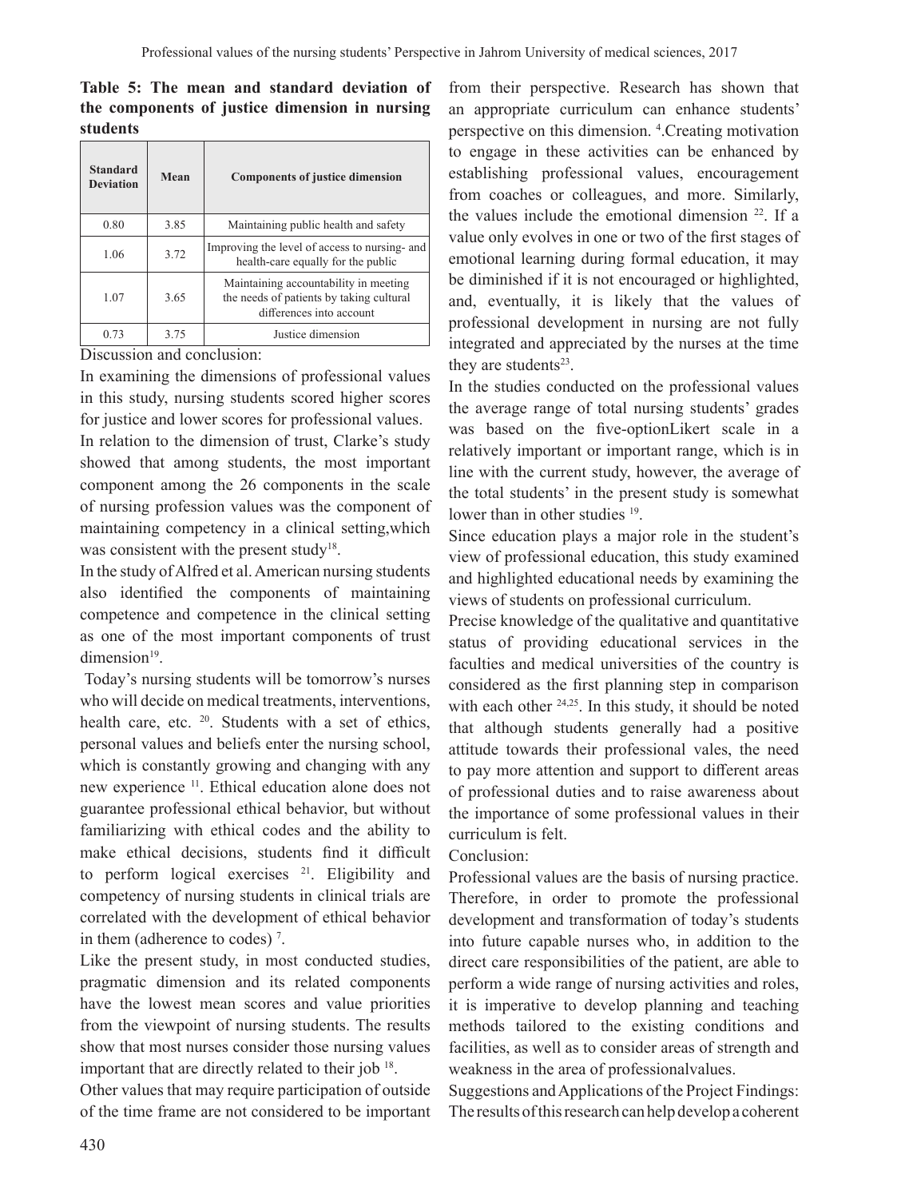**Table 5: The mean and standard deviation of the components of justice dimension in nursing students**

| Standard Deviation | Mean | Components of justice dimension |
|---|---|---|
| 0.80 | 3.85 | Maintaining public health and safety |
| 1.06 | 3.72 | Improving the level of access to nursing- and health-care equally for the public |
| 1.07 | 3.65 | Maintaining accountability in meeting the needs of patients by taking cultural differences into account |
| 0.73 | 3.75 | Justice dimension |

Discussion and conclusion:

In examining the dimensions of professional values in this study, nursing students scored higher scores for justice and lower scores for professional values.

In relation to the dimension of trust, Clarke's study showed that among students, the most important component among the 26 components in the scale of nursing profession values was the component of maintaining competency in a clinical setting,which was consistent with the present study[18].

In the study of Alfred et al. American nursing students also identified the components of maintaining competence and competence in the clinical setting as one of the most important components of trust dimension[19].

Today's nursing students will be tomorrow's nurses who will decide on medical treatments, interventions, health care, etc. [20]. Students with a set of ethics, personal values and beliefs enter the nursing school, which is constantly growing and changing with any new experience [11]. Ethical education alone does not guarantee professional ethical behavior, but without familiarizing with ethical codes and the ability to make ethical decisions, students find it difficult to perform logical exercises [21]. Eligibility and competency of nursing students in clinical trials are correlated with the development of ethical behavior in them (adherence to codes) [7].

Like the present study, in most conducted studies, pragmatic dimension and its related components have the lowest mean scores and value priorities from the viewpoint of nursing students. The results show that most nurses consider those nursing values important that are directly related to their job [18].

Other values that may require participation of outside of the time frame are not considered to be important from their perspective. Research has shown that an appropriate curriculum can enhance students' perspective on this dimension. [4].Creating motivation to engage in these activities can be enhanced by establishing professional values, encouragement from coaches or colleagues, and more. Similarly, the values include the emotional dimension [22]. If a value only evolves in one or two of the first stages of emotional learning during formal education, it may be diminished if it is not encouraged or highlighted, and, eventually, it is likely that the values of professional development in nursing are not fully integrated and appreciated by the nurses at the time they are students[23].

In the studies conducted on the professional values the average range of total nursing students' grades was based on the five-optionLikert scale in a relatively important or important range, which is in line with the current study, however, the average of the total students' in the present study is somewhat lower than in other studies [19].

Since education plays a major role in the student's view of professional education, this study examined and highlighted educational needs by examining the views of students on professional curriculum.

Precise knowledge of the qualitative and quantitative status of providing educational services in the faculties and medical universities of the country is considered as the first planning step in comparison with each other [24,25]. In this study, it should be noted that although students generally had a positive attitude towards their professional vales, the need to pay more attention and support to different areas of professional duties and to raise awareness about the importance of some professional values in their curriculum is felt.

Conclusion:

Professional values are the basis of nursing practice. Therefore, in order to promote the professional development and transformation of today's students into future capable nurses who, in addition to the direct care responsibilities of the patient, are able to perform a wide range of nursing activities and roles, it is imperative to develop planning and teaching methods tailored to the existing conditions and facilities, as well as to consider areas of strength and weakness in the area of professionalvalues.

Suggestions and Applications of the Project Findings:

The results of this research can help develop a coherent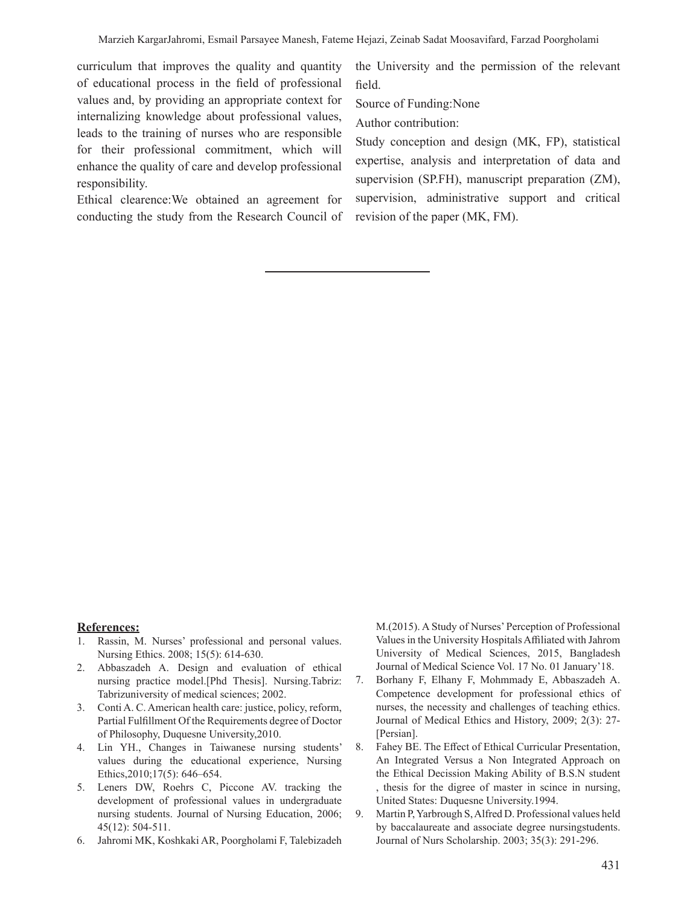curriculum that improves the quality and quantity of educational process in the field of professional values and, by providing an appropriate context for internalizing knowledge about professional values, leads to the training of nurses who are responsible for their professional commitment, which will enhance the quality of care and develop professional responsibility.

Ethical clearence:We obtained an agreement for conducting the study from the Research Council of the University and the permission of the relevant field.

Source of Funding:None

Author contribution:

Study conception and design (MK, FP), statistical expertise, analysis and interpretation of data and supervision (SP.FH), manuscript preparation (ZM), supervision, administrative support and critical revision of the paper (MK, FM).

---

**References:**

1. Rassin, M. Nurses' professional and personal values. Nursing Ethics. 2008; 15(5): 614-630.
2. Abbaszadeh A. Design and evaluation of ethical nursing practice model.[Phd Thesis]. Nursing.Tabriz: Tabrizuniversity of medical sciences; 2002.
3. Conti A. C. American health care: justice, policy, reform, Partial Fulfillment Of the Requirements degree of Doctor of Philosophy, Duquesne University,2010.
4. Lin YH., Changes in Taiwanese nursing students' values during the educational experience, Nursing Ethics,2010;17(5): 646–654.
5. Leners DW, Roehrs C, Piccone AV. tracking the development of professional values in undergraduate nursing students. Journal of Nursing Education, 2006; 45(12): 504-511.
6. Jahromi MK, Koshkaki AR, Poorgholami F, Talebizadeh M.(2015). A Study of Nurses' Perception of Professional Values in the University Hospitals Affiliated with Jahrom University of Medical Sciences, 2015, Bangladesh Journal of Medical Science Vol. 17 No. 01 January'18.
7. Borhany F, Elhany F, Mohmmady E, Abbaszadeh A. Competence development for professional ethics of nurses, the necessity and challenges of teaching ethics. Journal of Medical Ethics and History, 2009; 2(3): 27-[Persian].
8. Fahey BE. The Effect of Ethical Curricular Presentation, An Integrated Versus a Non Integrated Approach on the Ethical Decission Making Ability of B.S.N student , thesis for the digree of master in scince in nursing, United States: Duquesne University.1994.
9. Martin P, Yarbrough S, Alfred D. Professional values held by baccalaureate and associate degree nursingstudents. Journal of Nurs Scholarship. 2003; 35(3): 291-296.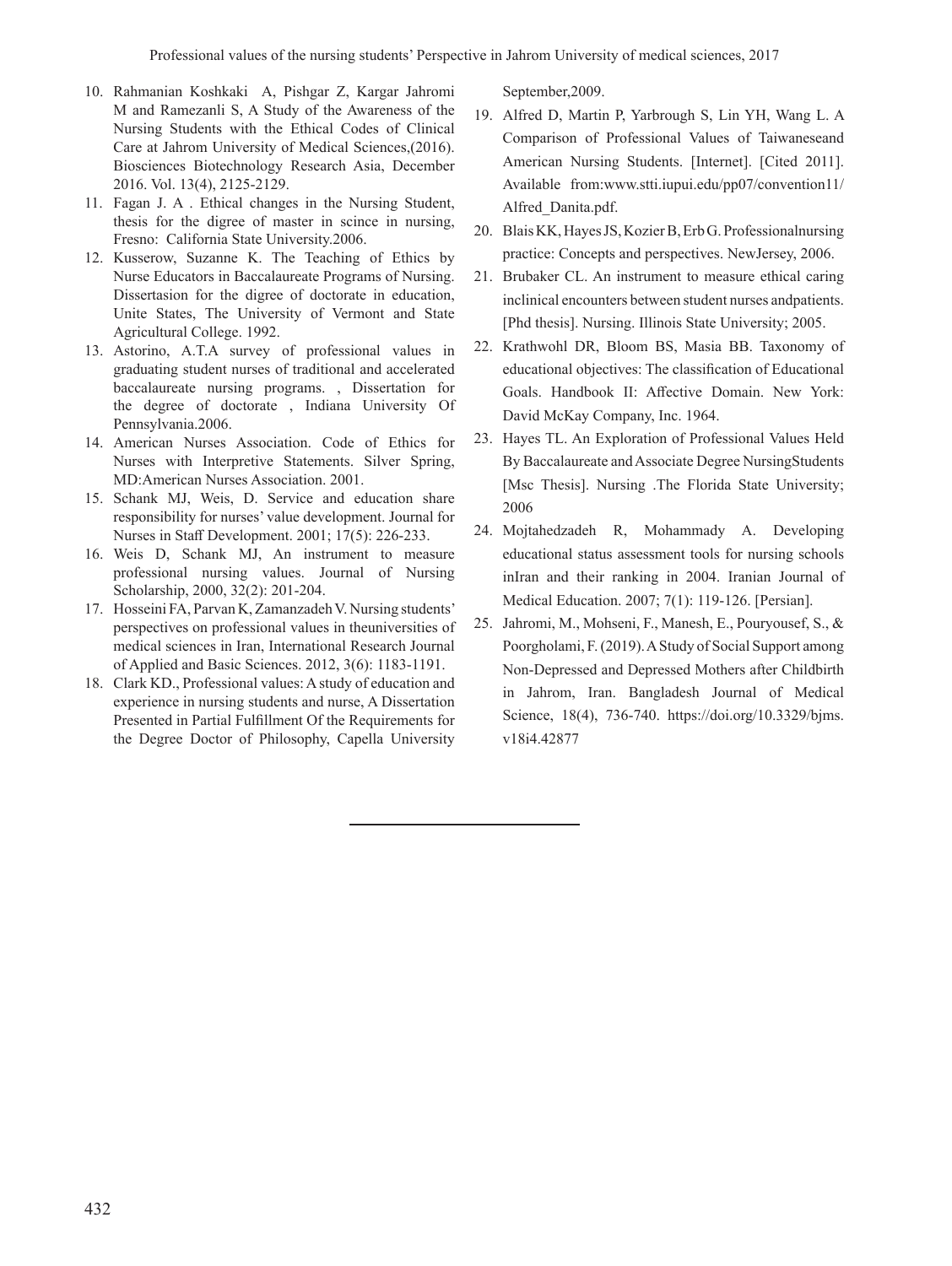10. Rahmanian Koshkaki A, Pishgar Z, Kargar Jahromi M and Ramezanli S, A Study of the Awareness of the Nursing Students with the Ethical Codes of Clinical Care at Jahrom University of Medical Sciences,(2016). Biosciences Biotechnology Research Asia, December 2016. Vol. 13(4), 2125-2129.
11. Fagan J. A . Ethical changes in the Nursing Student, thesis for the digree of master in scince in nursing, Fresno: California State University.2006.
12. Kusserow, Suzanne K. The Teaching of Ethics by Nurse Educators in Baccalaureate Programs of Nursing. Dissertasion for the digree of doctorate in education, Unite States, The University of Vermont and State Agricultural College. 1992.
13. Astorino, A.T.A survey of professional values in graduating student nurses of traditional and accelerated baccalaureate nursing programs. , Dissertation for the degree of doctorate , Indiana University Of Pennsylvania.2006.
14. American Nurses Association. Code of Ethics for Nurses with Interpretive Statements. Silver Spring, MD:American Nurses Association. 2001.
15. Schank MJ, Weis, D. Service and education share responsibility for nurses' value development. Journal for Nurses in Staff Development. 2001; 17(5): 226-233.
16. Weis D, Schank MJ, An instrument to measure professional nursing values. Journal of Nursing Scholarship, 2000, 32(2): 201-204.
17. Hosseini FA, Parvan K, Zamanzadeh V. Nursing students' perspectives on professional values in theuniversities of medical sciences in Iran, International Research Journal of Applied and Basic Sciences. 2012, 3(6): 1183-1191.
18. Clark KD., Professional values: A study of education and experience in nursing students and nurse, A Dissertation Presented in Partial Fulfillment Of the Requirements for the Degree Doctor of Philosophy, Capella University September,2009.
19. Alfred D, Martin P, Yarbrough S, Lin YH, Wang L. A Comparison of Professional Values of Taiwaneseand American Nursing Students. [Internet]. [Cited 2011]. Available from:www.stti.iupui.edu/pp07/convention11/Alfred_Danita.pdf.
20. Blais KK, Hayes JS, Kozier B, Erb G. Professionalnursing practice: Concepts and perspectives. NewJersey, 2006.
21. Brubaker CL. An instrument to measure ethical caring inclinical encounters between student nurses andpatients. [Phd thesis]. Nursing. Illinois State University; 2005.
22. Krathwohl DR, Bloom BS, Masia BB. Taxonomy of educational objectives: The classification of Educational Goals. Handbook II: Affective Domain. New York: David McKay Company, Inc. 1964.
23. Hayes TL. An Exploration of Professional Values Held By Baccalaureate and Associate Degree NursingStudents [Msc Thesis]. Nursing .The Florida State University; 2006
24. Mojtahedzadeh R, Mohammady A. Developing educational status assessment tools for nursing schools inIran and their ranking in 2004. Iranian Journal of Medical Education. 2007; 7(1): 119-126. [Persian].
25. Jahromi, M., Mohseni, F., Manesh, E., Pouryousef, S., & Poorgholami, F. (2019). A Study of Social Support among Non-Depressed and Depressed Mothers after Childbirth in Jahrom, Iran. Bangladesh Journal of Medical Science, 18(4), 736-740. https://doi.org/10.3329/bjms.v18i4.42877